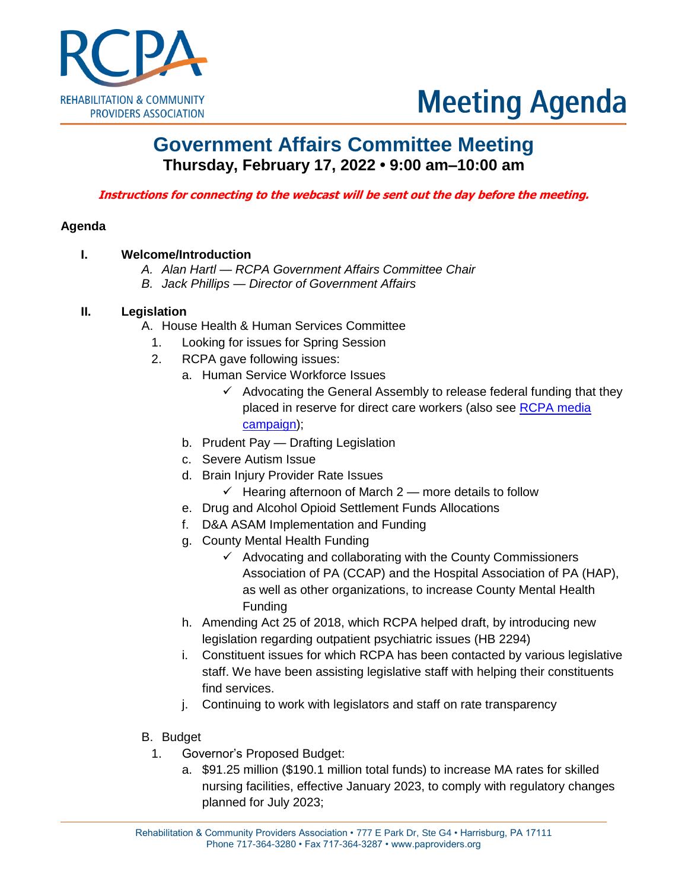REHABILITATION & COMMUNITY PROVIDERS ASSOCIATION

# Meeting Agenda

## Government Affairs Committee Meeting

**Thursday, February 17, 2022 • 9:00 am–10:00 am**

***Instructions for connecting to the webcast will be sent out the day before the meeting.***

**Agenda**

**I. Welcome/Introduction**

A. *Alan Hartl — RCPA Government Affairs Committee Chair*
B. *Jack Phillips — Director of Government Affairs*

**II. Legislation**

A. House Health & Human Services Committee
   1. Looking for issues for Spring Session
   2. RCPA gave following issues:
      a. Human Service Workforce Issues
         - ✓ Advocating the General Assembly to release federal funding that they placed in reserve for direct care workers (also see RCPA media campaign);
      b. Prudent Pay — Drafting Legislation
      c. Severe Autism Issue
      d. Brain Injury Provider Rate Issues
         - ✓ Hearing afternoon of March 2 — more details to follow
      e. Drug and Alcohol Opioid Settlement Funds Allocations
      f. D&A ASAM Implementation and Funding
      g. County Mental Health Funding
         - ✓ Advocating and collaborating with the County Commissioners Association of PA (CCAP) and the Hospital Association of PA (HAP), as well as other organizations, to increase County Mental Health Funding
      h. Amending Act 25 of 2018, which RCPA helped draft, by introducing new legislation regarding outpatient psychiatric issues (HB 2294)
      i. Constituent issues for which RCPA has been contacted by various legislative staff. We have been assisting legislative staff with helping their constituents find services.
      j. Continuing to work with legislators and staff on rate transparency

B. Budget
   1. Governor's Proposed Budget:
      a. $91.25 million ($190.1 million total funds) to increase MA rates for skilled nursing facilities, effective January 2023, to comply with regulatory changes planned for July 2023;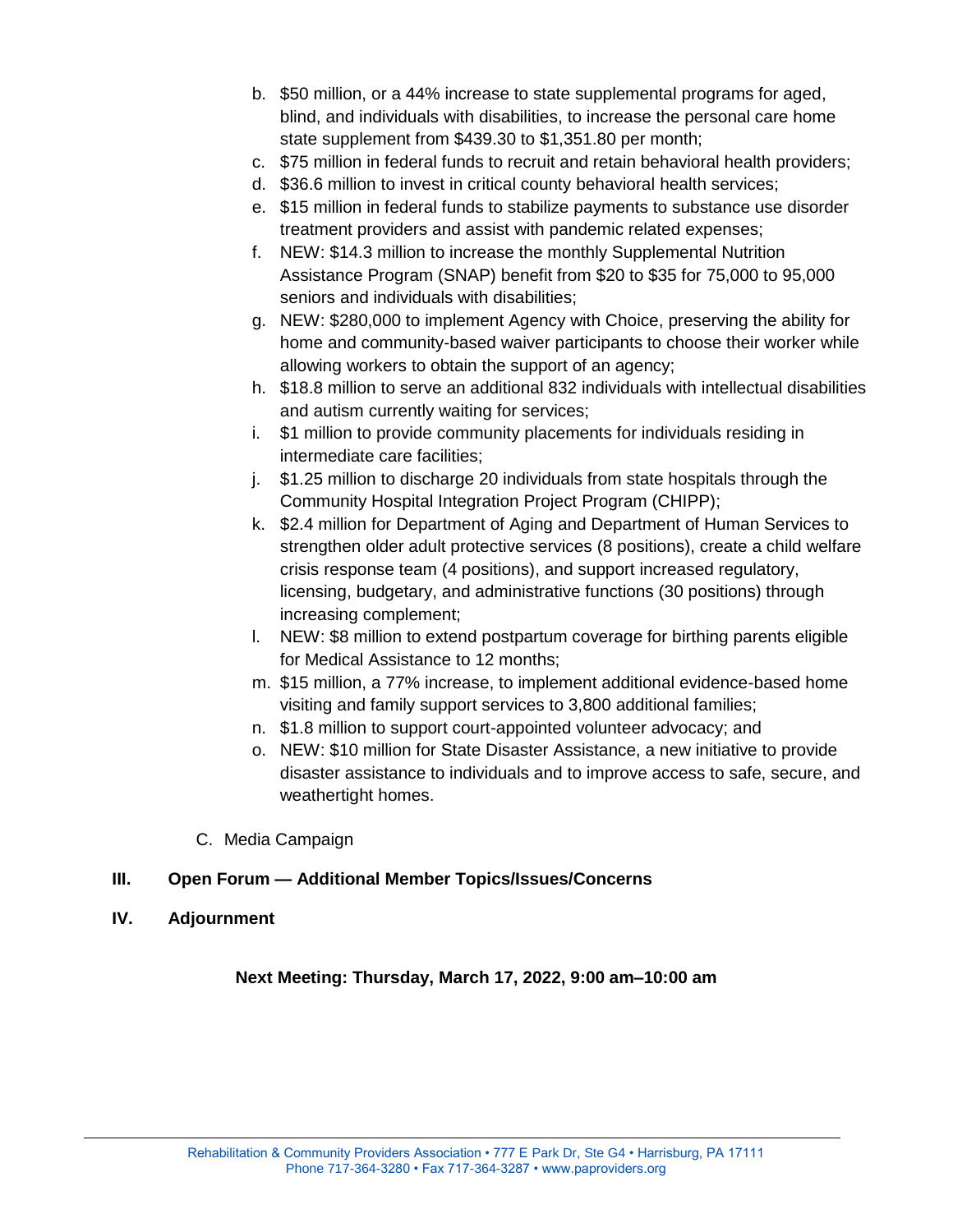b. $50 million, or a 44% increase to state supplemental programs for aged, blind, and individuals with disabilities, to increase the personal care home state supplement from $439.30 to $1,351.80 per month;
c. $75 million in federal funds to recruit and retain behavioral health providers;
d. $36.6 million to invest in critical county behavioral health services;
e. $15 million in federal funds to stabilize payments to substance use disorder treatment providers and assist with pandemic related expenses;
f. NEW: $14.3 million to increase the monthly Supplemental Nutrition Assistance Program (SNAP) benefit from $20 to $35 for 75,000 to 95,000 seniors and individuals with disabilities;
g. NEW: $280,000 to implement Agency with Choice, preserving the ability for home and community-based waiver participants to choose their worker while allowing workers to obtain the support of an agency;
h. $18.8 million to serve an additional 832 individuals with intellectual disabilities and autism currently waiting for services;
i. $1 million to provide community placements for individuals residing in intermediate care facilities;
j. $1.25 million to discharge 20 individuals from state hospitals through the Community Hospital Integration Project Program (CHIPP);
k. $2.4 million for Department of Aging and Department of Human Services to strengthen older adult protective services (8 positions), create a child welfare crisis response team (4 positions), and support increased regulatory, licensing, budgetary, and administrative functions (30 positions) through increasing complement;
l. NEW: $8 million to extend postpartum coverage for birthing parents eligible for Medical Assistance to 12 months;
m. $15 million, a 77% increase, to implement additional evidence-based home visiting and family support services to 3,800 additional families;
n. $1.8 million to support court-appointed volunteer advocacy; and
o. NEW: $10 million for State Disaster Assistance, a new initiative to provide disaster assistance to individuals and to improve access to safe, secure, and weathertight homes.

C. Media Campaign

**III. Open Forum — Additional Member Topics/Issues/Concerns**

**IV. Adjournment**

**Next Meeting: Thursday, March 17, 2022, 9:00 am–10:00 am**

Rehabilitation & Community Providers Association • 777 E Park Dr, Ste G4 • Harrisburg, PA 17111
Phone 717-364-3280 • Fax 717-364-3287 • www.paproviders.org